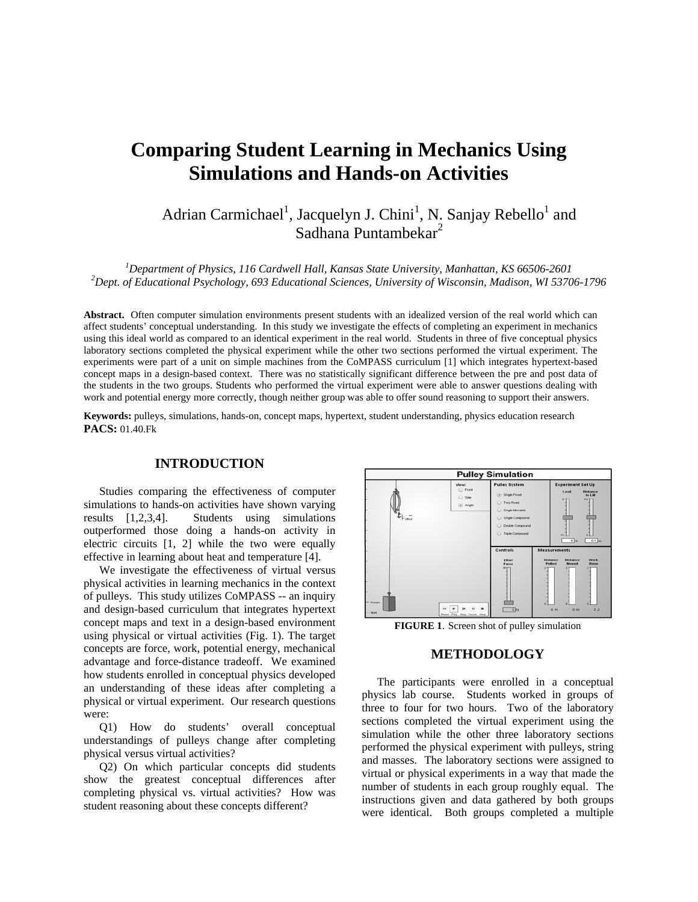# Comparing Student Learning in Mechanics Using Simulations and Hands-on Activities

Adrian Carmichael[1], Jacquelyn J. Chini[1], N. Sanjay Rebello[1] and Sadhana Puntambekar[2]

*[1]Department of Physics, 116 Cardwell Hall, Kansas State University, Manhattan, KS 66506-2601*
*[2]Dept. of Educational Psychology, 693 Educational Sciences, University of Wisconsin, Madison, WI 53706-1796*

**Abstract.** Often computer simulation environments present students with an idealized version of the real world which can affect students' conceptual understanding. In this study we investigate the effects of completing an experiment in mechanics using this ideal world as compared to an identical experiment in the real world. Students in three of five conceptual physics laboratory sections completed the physical experiment while the other two sections performed the virtual experiment. The experiments were part of a unit on simple machines from the CoMPASS curriculum [1] which integrates hypertext-based concept maps in a design-based context. There was no statistically significant difference between the pre and post data of the students in the two groups. Students who performed the virtual experiment were able to answer questions dealing with work and potential energy more correctly, though neither group was able to offer sound reasoning to support their answers.

**Keywords:** pulleys, simulations, hands-on, concept maps, hypertext, student understanding, physics education research
**PACS:** 01.40.Fk

## INTRODUCTION

Studies comparing the effectiveness of computer simulations to hands-on activities have shown varying results [1,2,3,4]. Students using simulations outperformed those doing a hands-on activity in electric circuits [1, 2] while the two were equally effective in learning about heat and temperature [4].

We investigate the effectiveness of virtual versus physical activities in learning mechanics in the context of pulleys. This study utilizes CoMPASS -- an inquiry and design-based curriculum that integrates hypertext concept maps and text in a design-based environment using physical or virtual activities (Fig. 1). The target concepts are force, work, potential energy, mechanical advantage and force-distance tradeoff. We examined how students enrolled in conceptual physics developed an understanding of these ideas after completing a physical or virtual experiment. Our research questions were:

Q1) How do students' overall conceptual understandings of pulleys change after completing physical versus virtual activities?

Q2) On which particular concepts did students show the greatest conceptual differences after completing physical vs. virtual activities? How was student reasoning about these concepts different?

**FIGURE 1**. Screen shot of pulley simulation

## METHODOLOGY

The participants were enrolled in a conceptual physics lab course. Students worked in groups of three to four for two hours. Two of the laboratory sections completed the virtual experiment using the simulation while the other three laboratory sections performed the physical experiment with pulleys, string and masses. The laboratory sections were assigned to virtual or physical experiments in a way that made the number of students in each group roughly equal. The instructions given and data gathered by both groups were identical. Both groups completed a multiple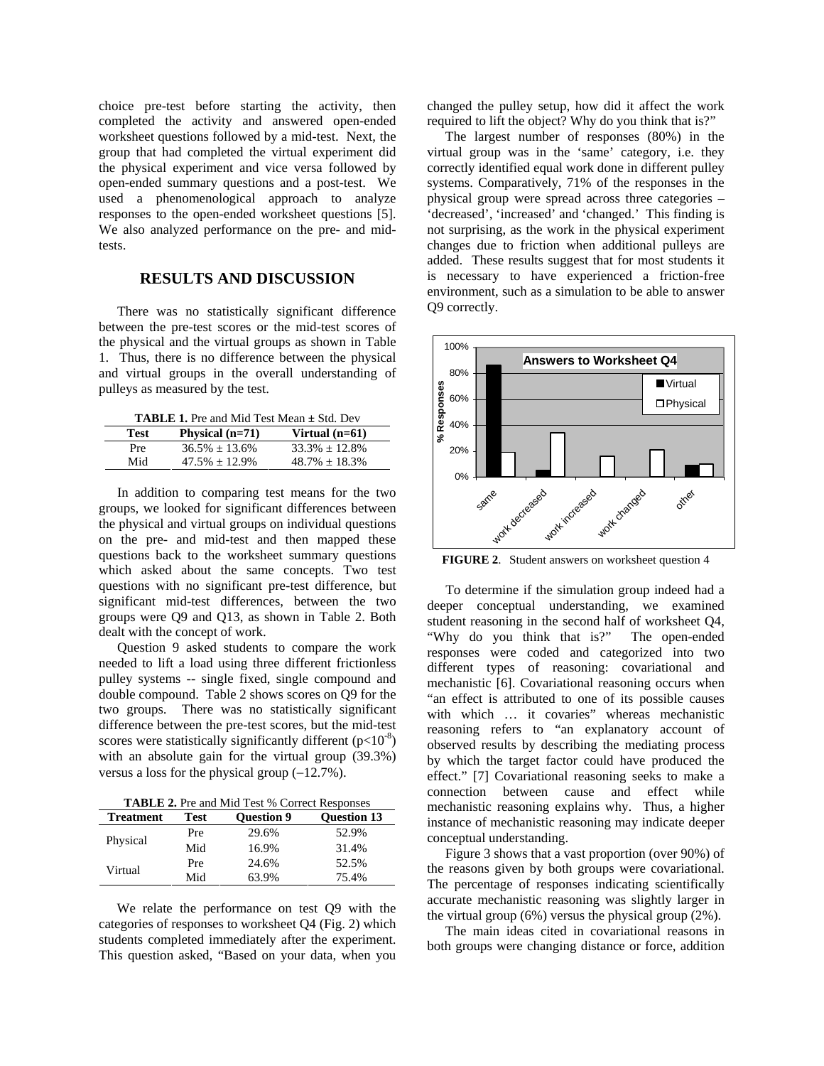choice pre-test before starting the activity, then completed the activity and answered open-ended worksheet questions followed by a mid-test. Next, the group that had completed the virtual experiment did the physical experiment and vice versa followed by open-ended summary questions and a post-test. We used a phenomenological approach to analyze responses to the open-ended worksheet questions [5]. We also analyzed performance on the pre- and mid-tests.

## RESULTS AND DISCUSSION

There was no statistically significant difference between the pre-test scores or the mid-test scores of the physical and the virtual groups as shown in Table 1. Thus, there is no difference between the physical and virtual groups in the overall understanding of pulleys as measured by the test.

**TABLE 1.** Pre and Mid Test Mean ± Std. Dev

| Test | Physical (n=71) | Virtual (n=61) |
|---|---|---|
| Pre | 36.5% ± 13.6% | 33.3% ± 12.8% |
| Mid | 47.5% ± 12.9% | 48.7% ± 18.3% |

In addition to comparing test means for the two groups, we looked for significant differences between the physical and virtual groups on individual questions on the pre- and mid-test and then mapped these questions back to the worksheet summary questions which asked about the same concepts. Two test questions with no significant pre-test difference, but significant mid-test differences, between the two groups were Q9 and Q13, as shown in Table 2. Both dealt with the concept of work.

Question 9 asked students to compare the work needed to lift a load using three different frictionless pulley systems -- single fixed, single compound and double compound. Table 2 shows scores on Q9 for the two groups. There was no statistically significant difference between the pre-test scores, but the mid-test scores were statistically significantly different ($p<10^{-8}$) with an absolute gain for the virtual group (39.3%) versus a loss for the physical group (–12.7%).

**TABLE 2.** Pre and Mid Test % Correct Responses

| Treatment | Test | Question 9 | Question 13 |
|---|---|---|---|
| Physical | Pre | 29.6% | 52.9% |
| | Mid | 16.9% | 31.4% |
| Virtual | Pre | 24.6% | 52.5% |
| | Mid | 63.9% | 75.4% |

We relate the performance on test Q9 with the categories of responses to worksheet Q4 (Fig. 2) which students completed immediately after the experiment. This question asked, "Based on your data, when you changed the pulley setup, how did it affect the work required to lift the object? Why do you think that is?"

The largest number of responses (80%) in the virtual group was in the 'same' category, i.e. they correctly identified equal work done in different pulley systems. Comparatively, 71% of the responses in the physical group were spread across three categories – 'decreased', 'increased' and 'changed.' This finding is not surprising, as the work in the physical experiment changes due to friction when additional pulleys are added. These results suggest that for most students it is necessary to have experienced a friction-free environment, such as a simulation to be able to answer Q9 correctly.

**FIGURE 2**. Student answers on worksheet question 4

To determine if the simulation group indeed had a deeper conceptual understanding, we examined student reasoning in the second half of worksheet Q4, "Why do you think that is?" The open-ended responses were coded and categorized into two different types of reasoning: covariational and mechanistic [6]. Covariational reasoning occurs when "an effect is attributed to one of its possible causes with which … it covaries" whereas mechanistic reasoning refers to "an explanatory account of observed results by describing the mediating process by which the target factor could have produced the effect." [7] Covariational reasoning seeks to make a connection between cause and effect while mechanistic reasoning explains why. Thus, a higher instance of mechanistic reasoning may indicate deeper conceptual understanding.

Figure 3 shows that a vast proportion (over 90%) of the reasons given by both groups were covariational. The percentage of responses indicating scientifically accurate mechanistic reasoning was slightly larger in the virtual group (6%) versus the physical group (2%).

The main ideas cited in covariational reasons in both groups were changing distance or force, addition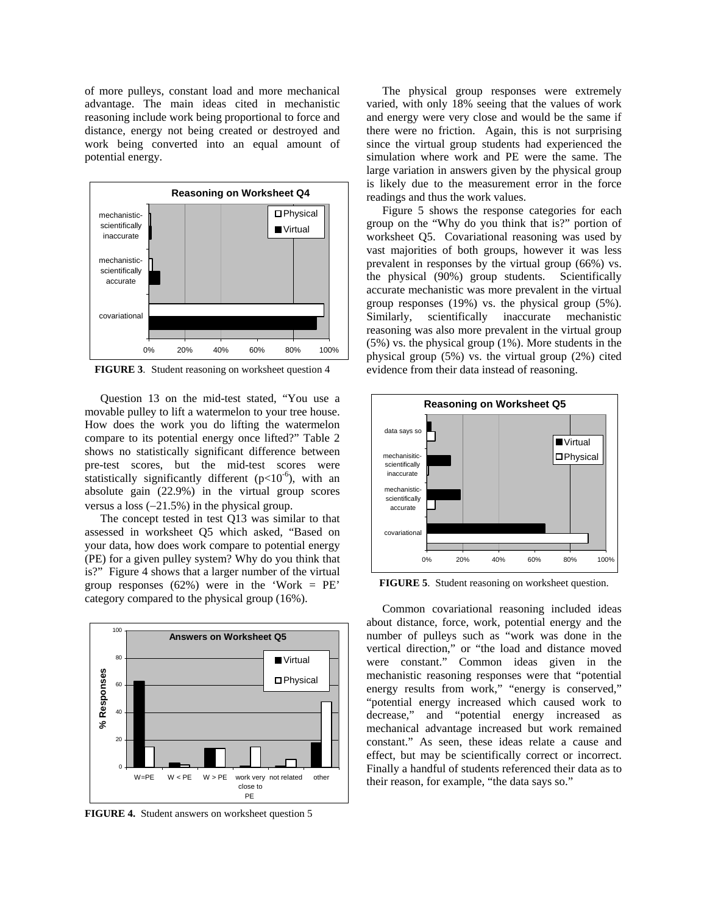of more pulleys, constant load and more mechanical advantage. The main ideas cited in mechanistic reasoning include work being proportional to force and distance, energy not being created or destroyed and work being converted into an equal amount of potential energy.

**FIGURE 3**. Student reasoning on worksheet question 4

Question 13 on the mid-test stated, "You use a movable pulley to lift a watermelon to your tree house. How does the work you do lifting the watermelon compare to its potential energy once lifted?" Table 2 shows no statistically significant difference between pre-test scores, but the mid-test scores were statistically significantly different ($p<10^{-6}$), with an absolute gain (22.9%) in the virtual group scores versus a loss (–21.5%) in the physical group.

The concept tested in test Q13 was similar to that assessed in worksheet Q5 which asked, "Based on your data, how does work compare to potential energy (PE) for a given pulley system? Why do you think that is?" Figure 4 shows that a larger number of the virtual group responses (62%) were in the 'Work = PE' category compared to the physical group (16%).

**FIGURE 4.** Student answers on worksheet question 5

The physical group responses were extremely varied, with only 18% seeing that the values of work and energy were very close and would be the same if there were no friction. Again, this is not surprising since the virtual group students had experienced the simulation where work and PE were the same. The large variation in answers given by the physical group is likely due to the measurement error in the force readings and thus the work values.

Figure 5 shows the response categories for each group on the "Why do you think that is?" portion of worksheet Q5. Covariational reasoning was used by vast majorities of both groups, however it was less prevalent in responses by the virtual group (66%) vs. the physical (90%) group students. Scientifically accurate mechanistic was more prevalent in the virtual group responses (19%) vs. the physical group (5%). Similarly, scientifically inaccurate mechanistic reasoning was also more prevalent in the virtual group (5%) vs. the physical group (1%). More students in the physical group (5%) vs. the virtual group (2%) cited evidence from their data instead of reasoning.

**FIGURE 5**. Student reasoning on worksheet question.

Common covariational reasoning included ideas about distance, force, work, potential energy and the number of pulleys such as "work was done in the vertical direction," or "the load and distance moved were constant." Common ideas given in the mechanistic reasoning responses were that "potential energy results from work," "energy is conserved," "potential energy increased which caused work to decrease," and "potential energy increased as mechanical advantage increased but work remained constant." As seen, these ideas relate a cause and effect, but may be scientifically correct or incorrect. Finally a handful of students referenced their data as to their reason, for example, "the data says so."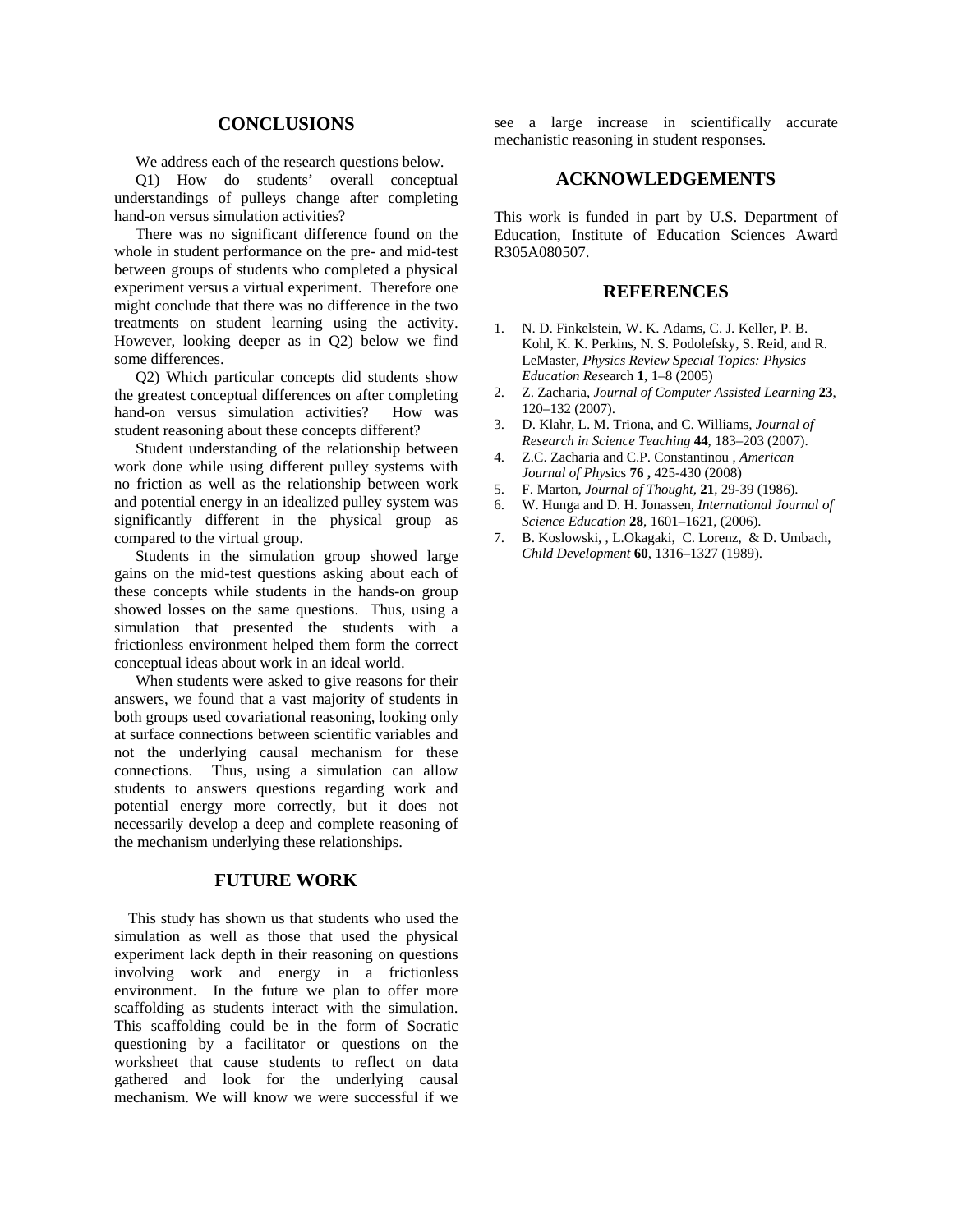## CONCLUSIONS

We address each of the research questions below.

Q1) How do students' overall conceptual understandings of pulleys change after completing hand-on versus simulation activities?

There was no significant difference found on the whole in student performance on the pre- and mid-test between groups of students who completed a physical experiment versus a virtual experiment. Therefore one might conclude that there was no difference in the two treatments on student learning using the activity. However, looking deeper as in Q2) below we find some differences.

Q2) Which particular concepts did students show the greatest conceptual differences on after completing hand-on versus simulation activities? How was student reasoning about these concepts different?

Student understanding of the relationship between work done while using different pulley systems with no friction as well as the relationship between work and potential energy in an idealized pulley system was significantly different in the physical group as compared to the virtual group.

Students in the simulation group showed large gains on the mid-test questions asking about each of these concepts while students in the hands-on group showed losses on the same questions. Thus, using a simulation that presented the students with a frictionless environment helped them form the correct conceptual ideas about work in an ideal world.

When students were asked to give reasons for their answers, we found that a vast majority of students in both groups used covariational reasoning, looking only at surface connections between scientific variables and not the underlying causal mechanism for these connections. Thus, using a simulation can allow students to answers questions regarding work and potential energy more correctly, but it does not necessarily develop a deep and complete reasoning of the mechanism underlying these relationships.

## FUTURE WORK

This study has shown us that students who used the simulation as well as those that used the physical experiment lack depth in their reasoning on questions involving work and energy in a frictionless environment. In the future we plan to offer more scaffolding as students interact with the simulation. This scaffolding could be in the form of Socratic questioning by a facilitator or questions on the worksheet that cause students to reflect on data gathered and look for the underlying causal mechanism. We will know we were successful if we see a large increase in scientifically accurate mechanistic reasoning in student responses.

## ACKNOWLEDGEMENTS

This work is funded in part by U.S. Department of Education, Institute of Education Sciences Award R305A080507.

## REFERENCES

1. N. D. Finkelstein, W. K. Adams, C. J. Keller, P. B. Kohl, K. K. Perkins, N. S. Podolefsky, S. Reid, and R. LeMaster, *Physics Review Special Topics: Physics Education Research* **1**, 1–8 (2005)
2. Z. Zacharia, *Journal of Computer Assisted Learning* **23**, 120–132 (2007).
3. D. Klahr, L. M. Triona, and C. Williams, *Journal of Research in Science Teaching* **44**, 183–203 (2007).
4. Z.C. Zacharia and C.P. Constantinou , *American Journal of Physics* **76 ,** 425-430 (2008)
5. F. Marton, *Journal of Thought*, **21**, 29-39 (1986).
6. W. Hunga and D. H. Jonassen, *International Journal of Science Education* **28**, 1601–1621, (2006).
7. B. Koslowski, , L.Okagaki, C. Lorenz, & D. Umbach, *Child Development* **60**, 1316–1327 (1989).